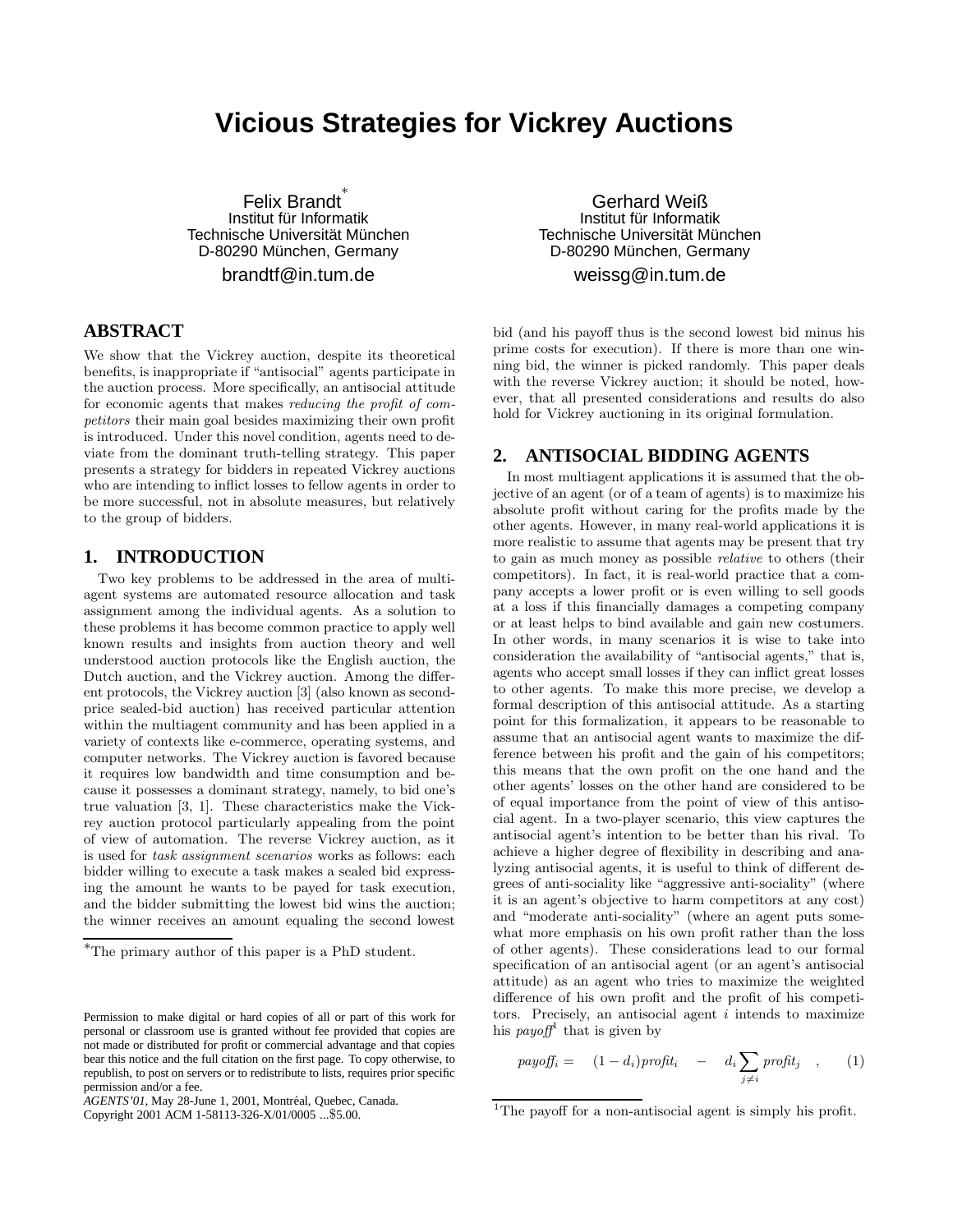# Vicious Strategies for Vickrey Auctions

Felix Brandt*
Institut für Informatik
Technische Universität München
D-80290 München, Germany
brandtf@in.tum.de

Gerhard Weiß
Institut für Informatik
Technische Universität München
D-80290 München, Germany
weissg@in.tum.de

## ABSTRACT

We show that the Vickrey auction, despite its theoretical benefits, is inappropriate if "antisocial" agents participate in the auction process. More specifically, an antisocial attitude for economic agents that makes *reducing the profit of competitors* their main goal besides maximizing their own profit is introduced. Under this novel condition, agents need to deviate from the dominant truth-telling strategy. This paper presents a strategy for bidders in repeated Vickrey auctions who are intending to inflict losses to fellow agents in order to be more successful, not in absolute measures, but relatively to the group of bidders.

## 1. INTRODUCTION

Two key problems to be addressed in the area of multiagent systems are automated resource allocation and task assignment among the individual agents. As a solution to these problems it has become common practice to apply well known results and insights from auction theory and well understood auction protocols like the English auction, the Dutch auction, and the Vickrey auction. Among the different protocols, the Vickrey auction [3] (also known as second-price sealed-bid auction) has received particular attention within the multiagent community and has been applied in a variety of contexts like e-commerce, operating systems, and computer networks. The Vickrey auction is favored because it requires low bandwidth and time consumption and because it possesses a dominant strategy, namely, to bid one's true valuation [3, 1]. These characteristics make the Vickrey auction protocol particularly appealing from the point of view of automation. The reverse Vickrey auction, as it is used for *task assignment scenarios* works as follows: each bidder willing to execute a task makes a sealed bid expressing the amount he wants to be payed for task execution, and the bidder submitting the lowest bid wins the auction; the winner receives an amount equaling the second lowest bid (and his payoff thus is the second lowest bid minus his prime costs for execution). If there is more than one winning bid, the winner is picked randomly. This paper deals with the reverse Vickrey auction; it should be noted, however, that all presented considerations and results do also hold for Vickrey auctioning in its original formulation.

## 2. ANTISOCIAL BIDDING AGENTS

In most multiagent applications it is assumed that the objective of an agent (or of a team of agents) is to maximize his absolute profit without caring for the profits made by the other agents. However, in many real-world applications it is more realistic to assume that agents may be present that try to gain as much money as possible *relative* to others (their competitors). In fact, it is real-world practice that a company accepts a lower profit or is even willing to sell goods at a loss if this financially damages a competing company or at least helps to bind available and gain new costumers. In other words, in many scenarios it is wise to take into consideration the availability of "antisocial agents," that is, agents who accept small losses if they can inflict great losses to other agents. To make this more precise, we develop a formal description of this antisocial attitude. As a starting point for this formalization, it appears to be reasonable to assume that an antisocial agent wants to maximize the difference between his profit and the gain of his competitors; this means that the own profit on the one hand and the other agents' losses on the other hand are considered to be of equal importance from the point of view of this antisocial agent. In a two-player scenario, this view captures the antisocial agent's intention to be better than his rival. To achieve a higher degree of flexibility in describing and analyzing antisocial agents, it is useful to think of different degrees of anti-sociality like "aggressive anti-sociality" (where it is an agent's objective to harm competitors at any cost) and "moderate anti-sociality" (where an agent puts somewhat more emphasis on his own profit rather than the loss of other agents). These considerations lead to our formal specification of an antisocial agent (or an agent's antisocial attitude) as an agent who tries to maximize the weighted difference of his own profit and the profit of his competitors. Precisely, an antisocial agent $i$ intends to maximize his *payoff*[1] that is given by

$$payoff_i = \quad (1 - d_i)profit_i \quad - \quad d_i \sum_{j \neq i} profit_j \quad , \qquad (1)$$

*The primary author of this paper is a PhD student.

[1] The payoff for a non-antisocial agent is simply his profit.

Permission to make digital or hard copies of all or part of this work for personal or classroom use is granted without fee provided that copies are not made or distributed for profit or commercial advantage and that copies bear this notice and the full citation on the first page. To copy otherwise, to republish, to post on servers or to redistribute to lists, requires prior specific permission and/or a fee.
*AGENTS'01*, May 28-June 1, 2001, Montréal, Quebec, Canada.
Copyright 2001 ACM 1-58113-326-X/01/0005 ...$5.00.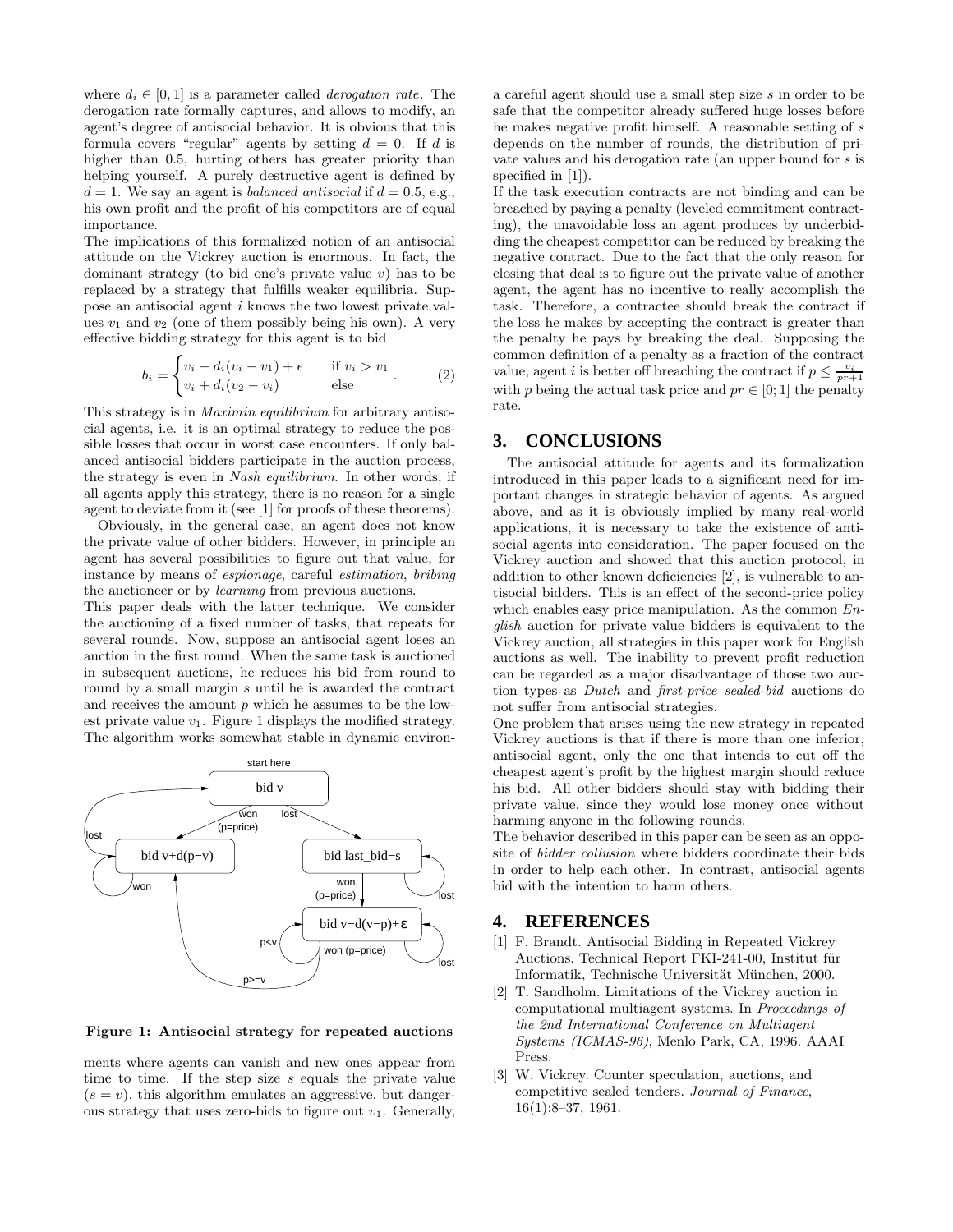where $d_i \in [0,1]$ is a parameter called *derogation rate*. The derogation rate formally captures, and allows to modify, an agent's degree of antisocial behavior. It is obvious that this formula covers "regular" agents by setting $d = 0$. If $d$ is higher than 0.5, hurting others has greater priority than helping yourself. A purely destructive agent is defined by $d = 1$. We say an agent is *balanced antisocial* if $d = 0.5$, e.g., his own profit and the profit of his competitors are of equal importance.

The implications of this formalized notion of an antisocial attitude on the Vickrey auction is enormous. In fact, the dominant strategy (to bid one's private value $v$) has to be replaced by a strategy that fulfills weaker equilibria. Suppose an antisocial agent $i$ knows the two lowest private values $v_1$ and $v_2$ (one of them possibly being his own). A very effective bidding strategy for this agent is to bid

$$b_i = \begin{cases} v_i - d_i(v_i - v_1) + \epsilon & \text{if } v_i > v_1 \\ v_i + d_i(v_2 - v_i) & \text{else} \end{cases}. \quad (2)$$

This strategy is in *Maximin equilibrium* for arbitrary antisocial agents, i.e. it is an optimal strategy to reduce the possible losses that occur in worst case encounters. If only balanced antisocial bidders participate in the auction process, the strategy is even in *Nash equilibrium*. In other words, if all agents apply this strategy, there is no reason for a single agent to deviate from it (see [1] for proofs of these theorems).

Obviously, in the general case, an agent does not know the private value of other bidders. However, in principle an agent has several possibilities to figure out that value, for instance by means of *espionage*, careful *estimation*, *bribing* the auctioneer or by *learning* from previous auctions.

This paper deals with the latter technique. We consider the auctioning of a fixed number of tasks, that repeats for several rounds. Now, suppose an antisocial agent loses an auction in the first round. When the same task is auctioned in subsequent auctions, he reduces his bid from round to round by a small margin $s$ until he is awarded the contract and receives the amount $p$ which he assumes to be the lowest private value $v_1$. Figure 1 displays the modified strategy. The algorithm works somewhat stable in dynamic environments where agents can vanish and new ones appear from time to time. If the step size $s$ equals the private value ($s = v$), this algorithm emulates an aggressive, but dangerous strategy that uses zero-bids to figure out $v_1$. Generally,

start here
bid v
won
(p=price)
lost
bid v+d(p−v)
bid last_bid−s
lost
won
won
(p=price)
lost
bid v−d(v−p)+ε
p<v
won (p=price)
lost
p>=v

**Figure 1: Antisocial strategy for repeated auctions**

a careful agent should use a small step size $s$ in order to be safe that the competitor already suffered huge losses before he makes negative profit himself. A reasonable setting of $s$ depends on the number of rounds, the distribution of private values and his derogation rate (an upper bound for $s$ is specified in [1]).

If the task execution contracts are not binding and can be breached by paying a penalty (leveled commitment contracting), the unavoidable loss an agent produces by underbidding the cheapest competitor can be reduced by breaking the negative contract. Due to the fact that the only reason for closing that deal is to figure out the private value of another agent, the agent has no incentive to really accomplish the task. Therefore, a contractee should break the contract if the loss he makes by accepting the contract is greater than the penalty he pays by breaking the deal. Supposing the common definition of a penalty as a fraction of the contract value, agent $i$ is better off breaching the contract if $p \leq \frac{v_i}{pr+1}$ with $p$ being the actual task price and $pr \in [0;1]$ the penalty rate.

## 3. CONCLUSIONS

The antisocial attitude for agents and its formalization introduced in this paper leads to a significant need for important changes in strategic behavior of agents. As argued above, and as it is obviously implied by many real-world applications, it is necessary to take the existence of antisocial agents into consideration. The paper focused on the Vickrey auction and showed that this auction protocol, in addition to other known deficiencies [2], is vulnerable to antisocial bidders. This is an effect of the second-price policy which enables easy price manipulation. As the common *English* auction for private value bidders is equivalent to the Vickrey auction, all strategies in this paper work for English auctions as well. The inability to prevent profit reduction can be regarded as a major disadvantage of those two auction types as *Dutch* and *first-price sealed-bid* auctions do not suffer from antisocial strategies.

One problem that arises using the new strategy in repeated Vickrey auctions is that if there is more than one inferior, antisocial agent, only the one that intends to cut off the cheapest agent's profit by the highest margin should reduce his bid. All other bidders should stay with bidding their private value, since they would lose money once without harming anyone in the following rounds.

The behavior described in this paper can be seen as an opposite of *bidder collusion* where bidders coordinate their bids in order to help each other. In contrast, antisocial agents bid with the intention to harm others.

## 4. REFERENCES

[1] F. Brandt. Antisocial Bidding in Repeated Vickrey Auctions. Technical Report FKI-241-00, Institut für Informatik, Technische Universität München, 2000.

[2] T. Sandholm. Limitations of the Vickrey auction in computational multiagent systems. In *Proceedings of the 2nd International Conference on Multiagent Systems (ICMAS-96)*, Menlo Park, CA, 1996. AAAI Press.

[3] W. Vickrey. Counter speculation, auctions, and competitive sealed tenders. *Journal of Finance*, 16(1):8–37, 1961.